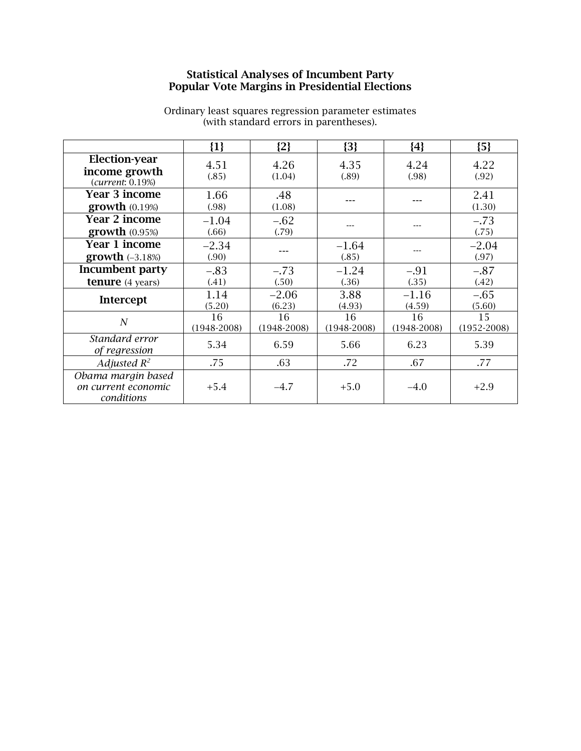**Statistical Analyses of Incumbent Party**
**Popular Vote Margins in Presidential Elections**

Ordinary least squares regression parameter estimates
(with standard errors in parentheses).

| | {1} | {2} | {3} | {4} | {5} |
|---|---|---|---|---|---|
| **Election-year income growth** (*current*: 0.19%) | 4.51 (.85) | 4.26 (1.04) | 4.35 (.89) | 4.24 (.98) | 4.22 (.92) |
| **Year 3 income growth** (0.19%) | 1.66 (.98) | .48 (1.08) | --- | --- | 2.41 (1.30) |
| **Year 2 income growth** (0.95%) | –1.04 (.66) | –.62 (.79) | --- | --- | –.73 (.75) |
| **Year 1 income growth** (–3.18%) | –2.34 (.90) | --- | –1.64 (.85) | --- | –2.04 (.97) |
| **Incumbent party tenure** (4 years) | –.83 (.41) | –.73 (.50) | –1.24 (.36) | –.91 (.35) | –.87 (.42) |
| **Intercept** | 1.14 (5.20) | –2.06 (6.23) | 3.88 (4.93) | –1.16 (4.59) | –.65 (5.60) |
| *N* | 16 (1948-2008) | 16 (1948-2008) | 16 (1948-2008) | 16 (1948-2008) | 15 (1952-2008) |
| *Standard error of regression* | 5.34 | 6.59 | 5.66 | 6.23 | 5.39 |
| *Adjusted $R^2$* | .75 | .63 | .72 | .67 | .77 |
| *Obama margin based on current economic conditions* | +5.4 | –4.7 | +5.0 | –4.0 | +2.9 |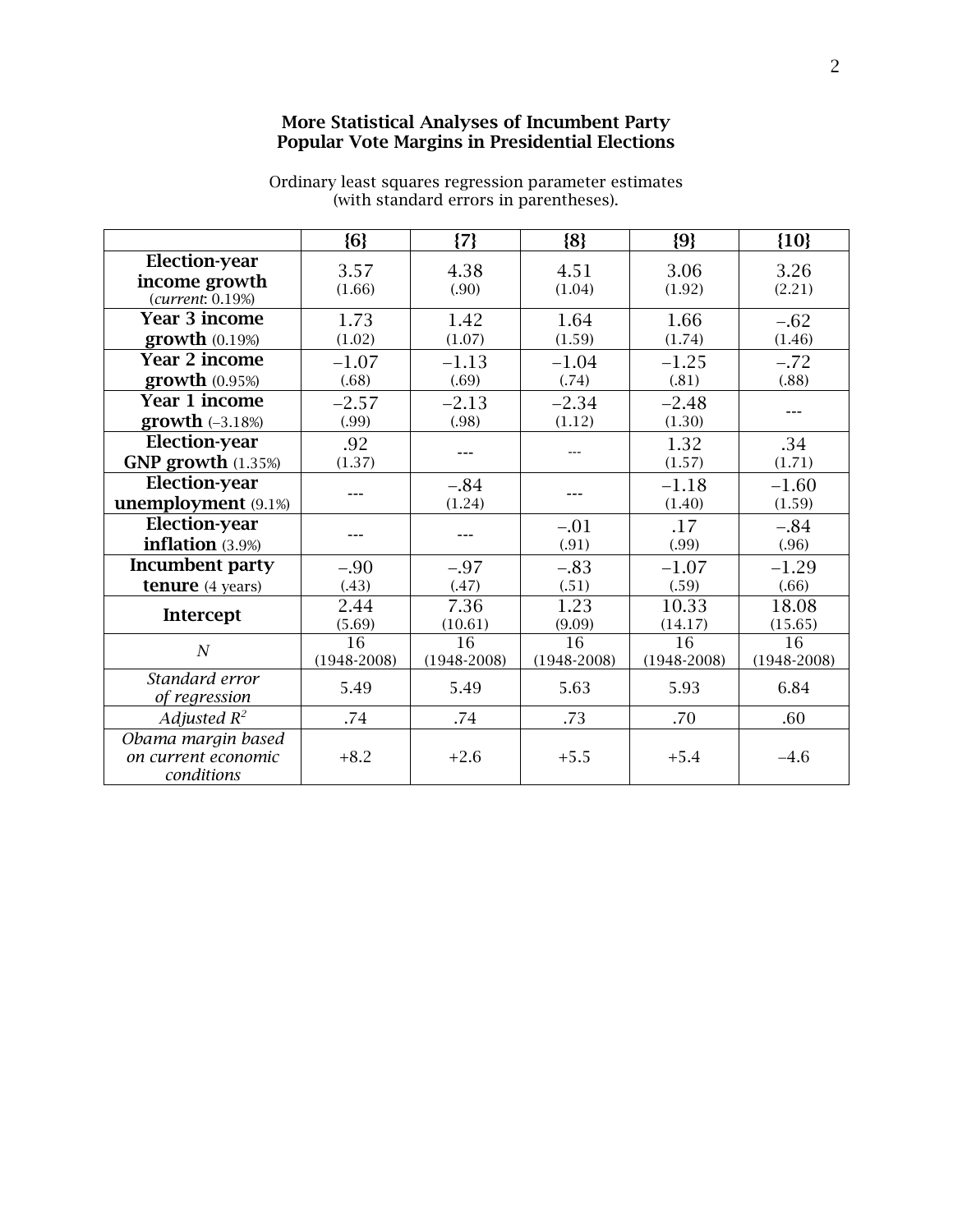### More Statistical Analyses of Incumbent Party Popular Vote Margins in Presidential Elections

Ordinary least squares regression parameter estimates (with standard errors in parentheses).

| | {6} | {7} | {8} | {9} | {10} |
|---|---|---|---|---|---|
| **Election-year income growth** (*current*: 0.19%) | 3.57 (1.66) | 4.38 (.90) | 4.51 (1.04) | 3.06 (1.92) | 3.26 (2.21) |
| **Year 3 income growth** (0.19%) | 1.73 (1.02) | 1.42 (1.07) | 1.64 (1.59) | 1.66 (1.74) | –.62 (1.46) |
| **Year 2 income growth** (0.95%) | –1.07 (.68) | –1.13 (.69) | –1.04 (.74) | –1.25 (.81) | –.72 (.88) |
| **Year 1 income growth** (–3.18%) | –2.57 (.99) | –2.13 (.98) | –2.34 (1.12) | –2.48 (1.30) | --- |
| **Election-year GNP growth** (1.35%) | .92 (1.37) | --- | --- | 1.32 (1.57) | .34 (1.71) |
| **Election-year unemployment** (9.1%) | --- | –.84 (1.24) | --- | –1.18 (1.40) | –1.60 (1.59) |
| **Election-year inflation** (3.9%) | --- | --- | –.01 (.91) | .17 (.99) | –.84 (.96) |
| **Incumbent party tenure** (4 years) | –.90 (.43) | –.97 (.47) | –.83 (.51) | –1.07 (.59) | –1.29 (.66) |
| **Intercept** | 2.44 (5.69) | 7.36 (10.61) | 1.23 (9.09) | 10.33 (14.17) | 18.08 (15.65) |
| *N* | 16 (1948-2008) | 16 (1948-2008) | 16 (1948-2008) | 16 (1948-2008) | 16 (1948-2008) |
| *Standard error of regression* | 5.49 | 5.49 | 5.63 | 5.93 | 6.84 |
| *Adjusted $R^2$* | .74 | .74 | .73 | .70 | .60 |
| *Obama margin based on current economic conditions* | +8.2 | +2.6 | +5.5 | +5.4 | –4.6 |